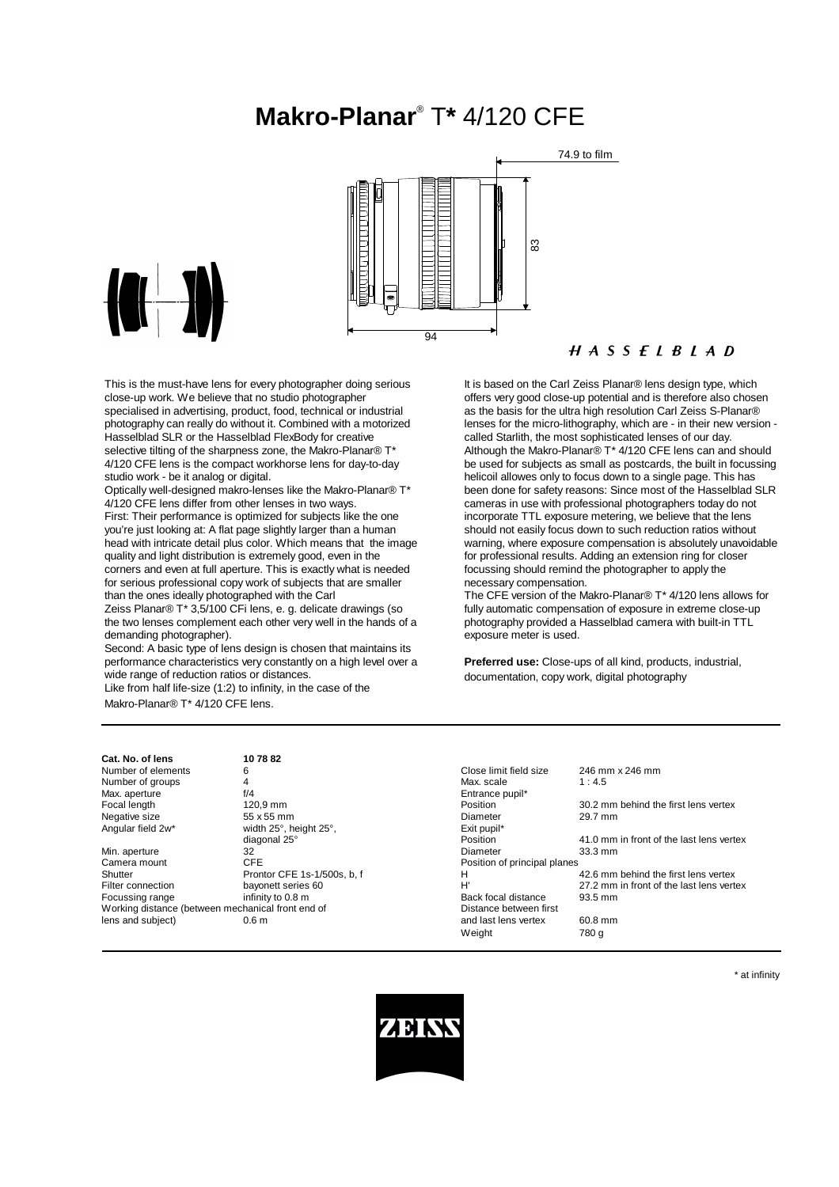# **Makro-Planar**® T* 4/120 CFE

74.9 to film

83

94

HASSELBLAD

This is the must-have lens for every photographer doing serious close-up work. We believe that no studio photographer specialised in advertising, product, food, technical or industrial photography can really do without it. Combined with a motorized Hasselblad SLR or the Hasselblad FlexBody for creative selective tilting of the sharpness zone, the Makro-Planar® T* 4/120 CFE lens is the compact workhorse lens for day-to-day studio work - be it analog or digital.

Optically well-designed makro-lenses like the Makro-Planar® T* 4/120 CFE lens differ from other lenses in two ways.

First: Their performance is optimized for subjects like the one you're just looking at: A flat page slightly larger than a human head with intricate detail plus color. Which means that the image quality and light distribution is extremely good, even in the corners and even at full aperture. This is exactly what is needed for serious professional copy work of subjects that are smaller than the ones ideally photographed with the Carl Zeiss Planar® T* 3,5/100 CFi lens, e. g. delicate drawings (so the two lenses complement each other very well in the hands of a demanding photographer).

Second: A basic type of lens design is chosen that maintains its performance characteristics very constantly on a high level over a wide range of reduction ratios or distances.

Like from half life-size (1:2) to infinity, in the case of the Makro-Planar® T* 4/120 CFE lens.

It is based on the Carl Zeiss Planar® lens design type, which offers very good close-up potential and is therefore also chosen as the basis for the ultra high resolution Carl Zeiss S-Planar® lenses for the micro-lithography, which are - in their new version - called Starlith, the most sophisticated lenses of our day.

Although the Makro-Planar® T* 4/120 CFE lens can and should be used for subjects as small as postcards, the built in focussing helicoil allowes only to focus down to a single page. This has been done for safety reasons: Since most of the Hasselblad SLR cameras in use with professional photographers today do not incorporate TTL exposure metering, we believe that the lens should not easily focus down to such reduction ratios without warning, where exposure compensation is absolutely unavoidable for professional results. Adding an extension ring for closer focussing should remind the photographer to apply the necessary compensation.

The CFE version of the Makro-Planar® T* 4/120 lens allows for fully automatic compensation of exposure in extreme close-up photography provided a Hasselblad camera with built-in TTL exposure meter is used.

**Preferred use:** Close-ups of all kind, products, industrial, documentation, copy work, digital photography

| **Cat. No. of lens** | **10 78 82** |
|---|---|
| Number of elements | 6 |
| Number of groups | 4 |
| Max. aperture | f/4 |
| Focal length | 120,9 mm |
| Negative size | 55 x 55 mm |
| Angular field 2w* | width 25°, height 25°, diagonal 25° |
| Min. aperture | 32 |
| Camera mount | CFE |
| Shutter | Prontor CFE 1s-1/500s, b, f |
| Filter connection | bayonett series 60 |
| Focussing range | infinity to 0.8 m |
| Working distance (between mechanical front end of lens and subject) | 0.6 m |

| | |
|---|---|
| Close limit field size | 246 mm x 246 mm |
| Max. scale | 1 : 4.5 |
| Entrance pupil* | |
| Position | 30.2 mm behind the first lens vertex |
| Diameter | 29.7 mm |
| Exit pupil* | |
| Position | 41.0 mm in front of the last lens vertex |
| Diameter | 33.3 mm |
| Position of principal planes | |
| H | 42.6 mm behind the first lens vertex |
| H' | 27.2 mm in front of the last lens vertex |
| Back focal distance | 93.5 mm |
| Distance between first and last lens vertex | 60.8 mm |
| Weight | 780 g |

\* at infinity

ZEISS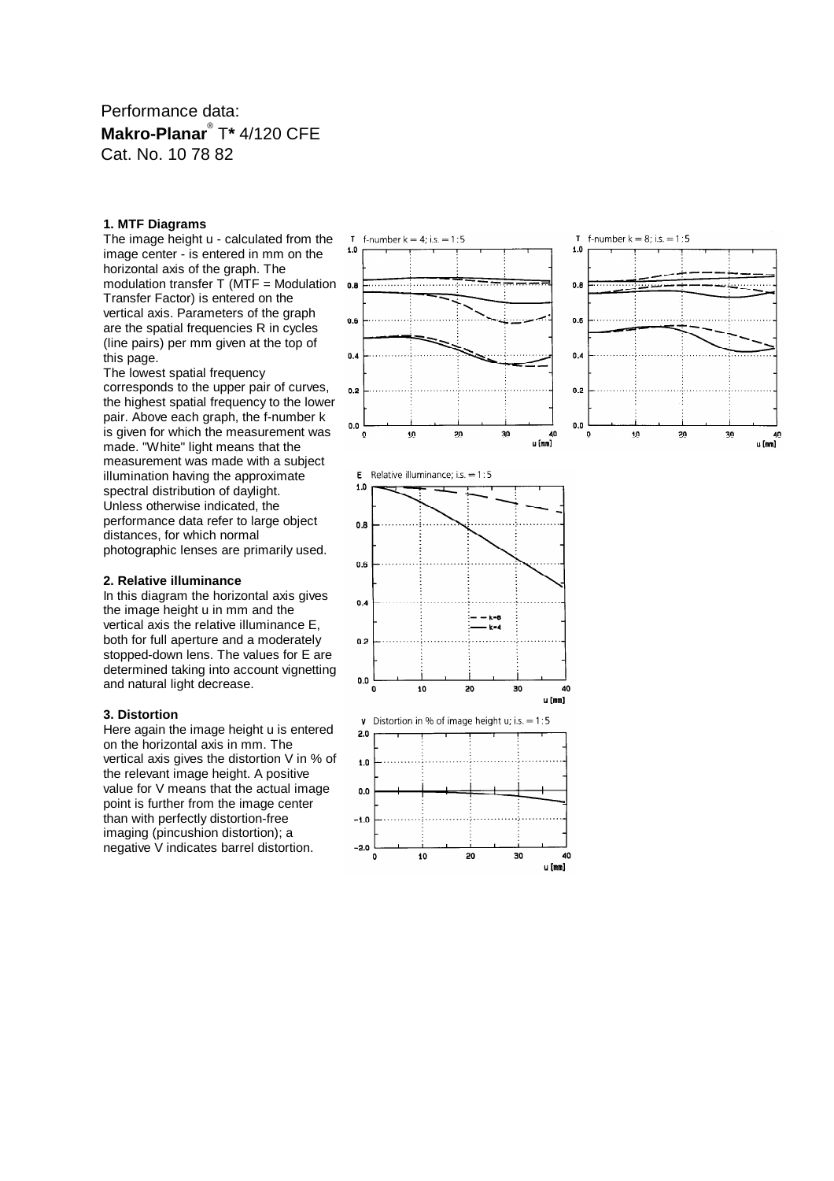Performance data:
**Makro-Planar**® T* 4/120 CFE
Cat. No. 10 78 82

**1. MTF Diagrams**

The image height u - calculated from the image center - is entered in mm on the horizontal axis of the graph. The modulation transfer T (MTF = Modulation Transfer Factor) is entered on the vertical axis. Parameters of the graph are the spatial frequencies R in cycles (line pairs) per mm given at the top of this page.
The lowest spatial frequency corresponds to the upper pair of curves, the highest spatial frequency to the lower pair. Above each graph, the f-number k is given for which the measurement was made. "White" light means that the measurement was made with a subject illumination having the approximate spectral distribution of daylight.
Unless otherwise indicated, the performance data refer to large object distances, for which normal photographic lenses are primarily used.

f-number k = 4; i.s. = 1:5

f-number k = 8; i.s. = 1:5

**2. Relative illuminance**

In this diagram the horizontal axis gives the image height u in mm and the vertical axis the relative illuminance E, both for full aperture and a moderately stopped-down lens. The values for E are determined taking into account vignetting and natural light decrease.

Relative illuminance; i.s. = 1:5

**3. Distortion**

Here again the image height u is entered on the horizontal axis in mm. The vertical axis gives the distortion V in % of the relevant image height. A positive value for V means that the actual image point is further from the image center than with perfectly distortion-free imaging (pincushion distortion); a negative V indicates barrel distortion.

Distortion in % of image height u; i.s. = 1:5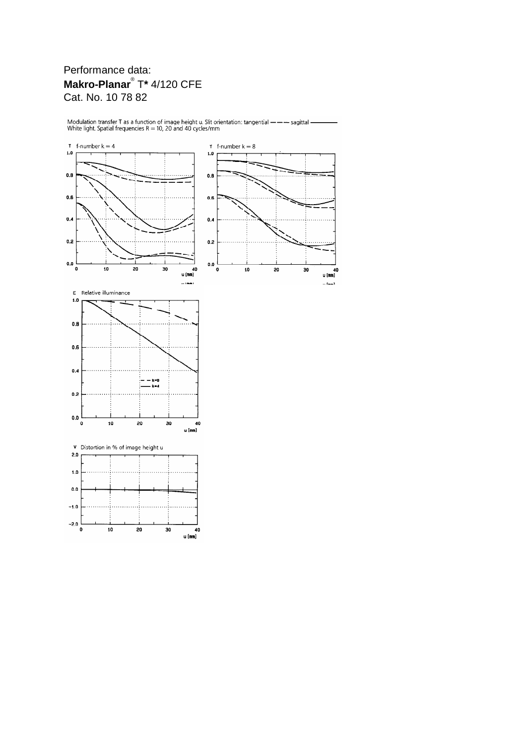Performance data:

**Makro-Planar**® T* 4/120 CFE

Cat. No. 10 78 82

Modulation transfer T as a function of image height u. Slit orientation: tangential – – – sagittal ——

White light. Spatial frequencies R = 10, 20 and 40 cycles/mm

T f-number k = 4

T f-number k = 8

E Relative illuminance

V Distortion in % of image height u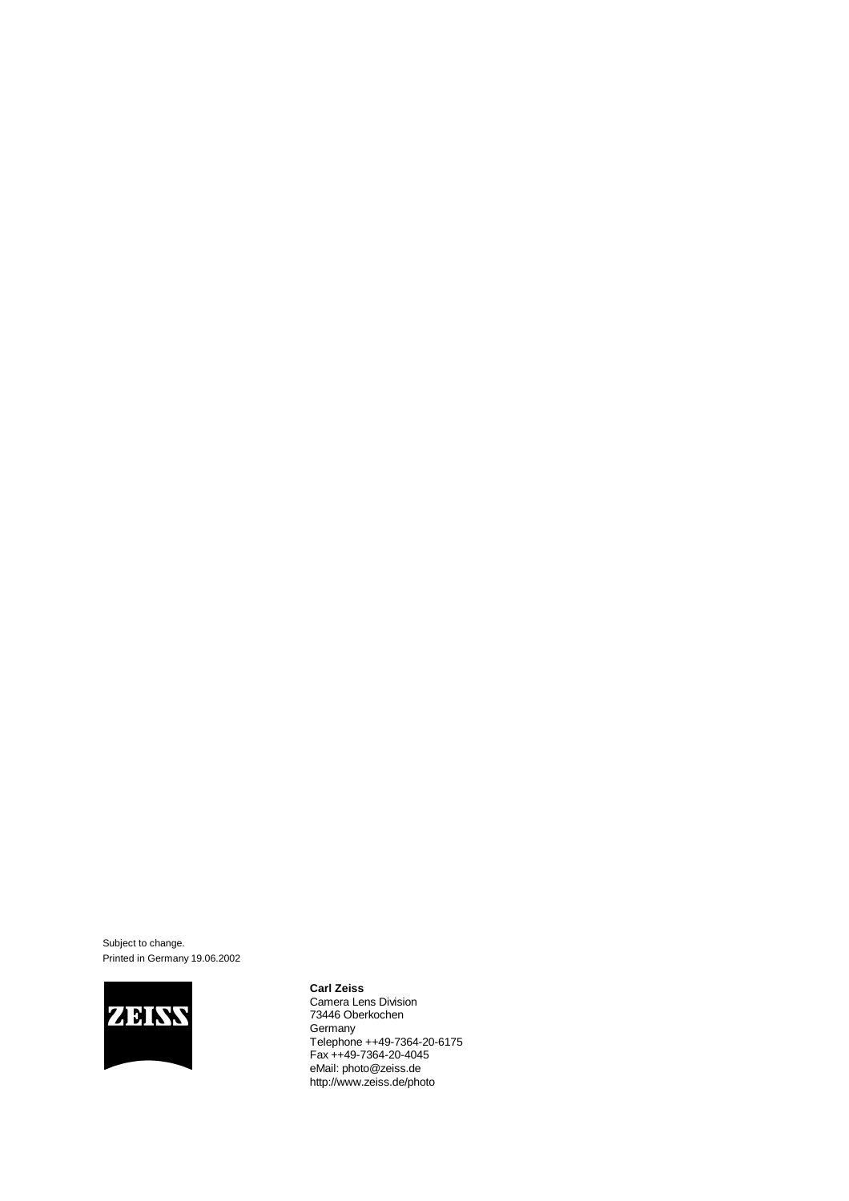Subject to change.
Printed in Germany 19.06.2002

ZEISS

**Carl Zeiss**
Camera Lens Division
73446 Oberkochen
Germany
Telephone ++49-7364-20-6175
Fax ++49-7364-20-4045
eMail: photo@zeiss.de
http://www.zeiss.de/photo